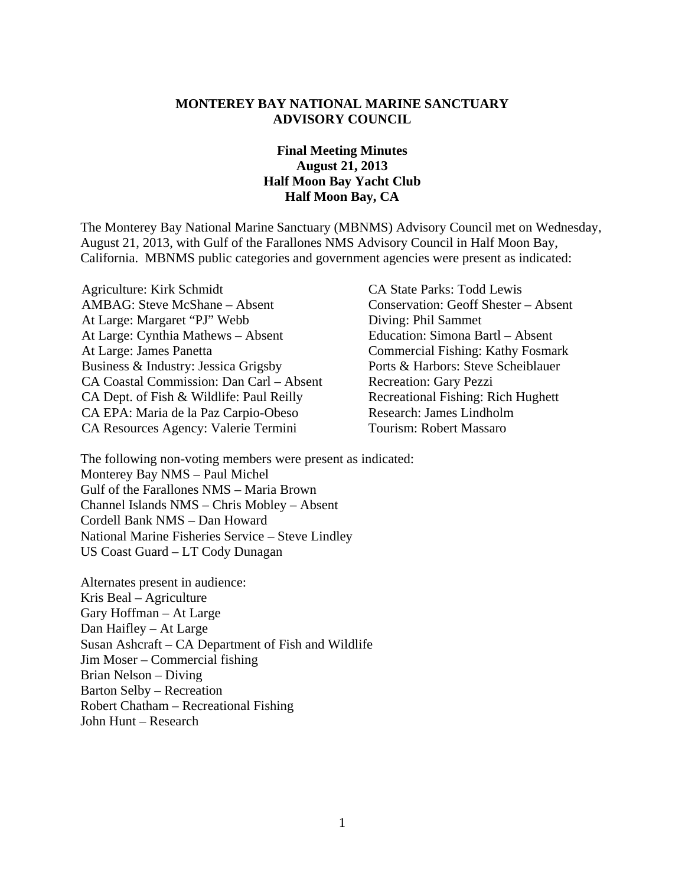**MONTEREY BAY NATIONAL MARINE SANCTUARY**
**ADVISORY COUNCIL**

**Final Meeting Minutes**
**August 21, 2013**
**Half Moon Bay Yacht Club**
**Half Moon Bay, CA**

The Monterey Bay National Marine Sanctuary (MBNMS) Advisory Council met on Wednesday, August 21, 2013, with Gulf of the Farallones NMS Advisory Council in Half Moon Bay, California. MBNMS public categories and government agencies were present as indicated:

Agriculture: Kirk Schmidt
AMBAG: Steve McShane – Absent
At Large: Margaret "PJ" Webb
At Large: Cynthia Mathews – Absent
At Large: James Panetta
Business & Industry: Jessica Grigsby
CA Coastal Commission: Dan Carl – Absent
CA Dept. of Fish & Wildlife: Paul Reilly
CA EPA: Maria de la Paz Carpio-Obeso
CA Resources Agency: Valerie Termini
CA State Parks: Todd Lewis
Conservation: Geoff Shester – Absent
Diving: Phil Sammet
Education: Simona Bartl – Absent
Commercial Fishing: Kathy Fosmark
Ports & Harbors: Steve Scheiblauer
Recreation: Gary Pezzi
Recreational Fishing: Rich Hughett
Research: James Lindholm
Tourism: Robert Massaro

The following non-voting members were present as indicated:
Monterey Bay NMS – Paul Michel
Gulf of the Farallones NMS – Maria Brown
Channel Islands NMS – Chris Mobley – Absent
Cordell Bank NMS – Dan Howard
National Marine Fisheries Service – Steve Lindley
US Coast Guard – LT Cody Dunagan

Alternates present in audience:
Kris Beal – Agriculture
Gary Hoffman – At Large
Dan Haifley – At Large
Susan Ashcraft – CA Department of Fish and Wildlife
Jim Moser – Commercial fishing
Brian Nelson – Diving
Barton Selby – Recreation
Robert Chatham – Recreational Fishing
John Hunt – Research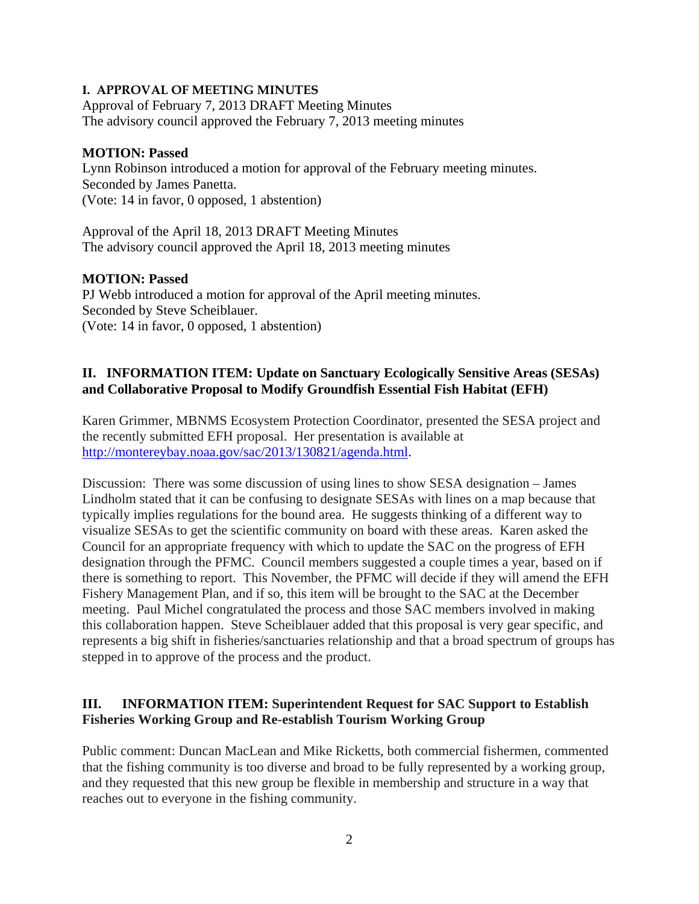## I. APPROVAL OF MEETING MINUTES

Approval of February 7, 2013 DRAFT Meeting Minutes
The advisory council approved the February 7, 2013 meeting minutes

**MOTION: Passed**
Lynn Robinson introduced a motion for approval of the February meeting minutes.
Seconded by James Panetta.
(Vote: 14 in favor, 0 opposed, 1 abstention)

Approval of the April 18, 2013 DRAFT Meeting Minutes
The advisory council approved the April 18, 2013 meeting minutes

**MOTION: Passed**
PJ Webb introduced a motion for approval of the April meeting minutes.
Seconded by Steve Scheiblauer.
(Vote: 14 in favor, 0 opposed, 1 abstention)

## II. INFORMATION ITEM: Update on Sanctuary Ecologically Sensitive Areas (SESAs) and Collaborative Proposal to Modify Groundfish Essential Fish Habitat (EFH)

Karen Grimmer, MBNMS Ecosystem Protection Coordinator, presented the SESA project and the recently submitted EFH proposal. Her presentation is available at [http://montereybay.noaa.gov/sac/2013/130821/agenda.html](http://montereybay.noaa.gov/sac/2013/130821/agenda.html).

Discussion: There was some discussion of using lines to show SESA designation – James Lindholm stated that it can be confusing to designate SESAs with lines on a map because that typically implies regulations for the bound area. He suggests thinking of a different way to visualize SESAs to get the scientific community on board with these areas. Karen asked the Council for an appropriate frequency with which to update the SAC on the progress of EFH designation through the PFMC. Council members suggested a couple times a year, based on if there is something to report. This November, the PFMC will decide if they will amend the EFH Fishery Management Plan, and if so, this item will be brought to the SAC at the December meeting. Paul Michel congratulated the process and those SAC members involved in making this collaboration happen. Steve Scheiblauer added that this proposal is very gear specific, and represents a big shift in fisheries/sanctuaries relationship and that a broad spectrum of groups has stepped in to approve of the process and the product.

## III. INFORMATION ITEM: Superintendent Request for SAC Support to Establish Fisheries Working Group and Re-establish Tourism Working Group

Public comment: Duncan MacLean and Mike Ricketts, both commercial fishermen, commented that the fishing community is too diverse and broad to be fully represented by a working group, and they requested that this new group be flexible in membership and structure in a way that reaches out to everyone in the fishing community.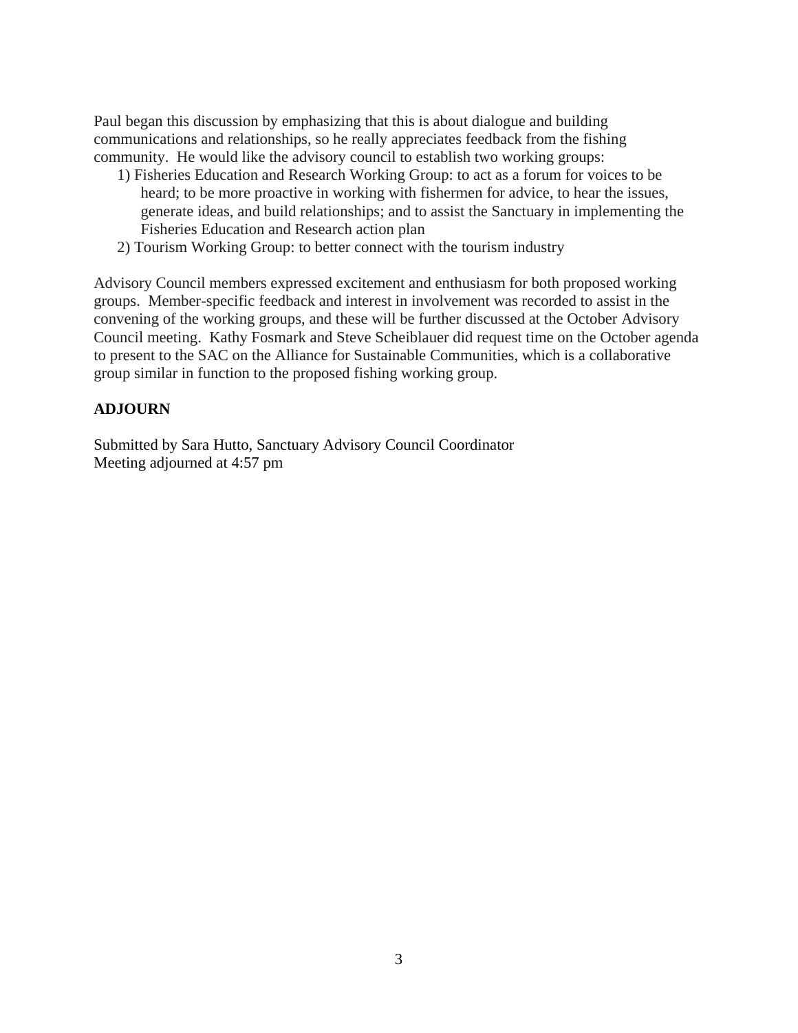Paul began this discussion by emphasizing that this is about dialogue and building communications and relationships, so he really appreciates feedback from the fishing community. He would like the advisory council to establish two working groups:

1) Fisheries Education and Research Working Group: to act as a forum for voices to be heard; to be more proactive in working with fishermen for advice, to hear the issues, generate ideas, and build relationships; and to assist the Sanctuary in implementing the Fisheries Education and Research action plan
2) Tourism Working Group: to better connect with the tourism industry

Advisory Council members expressed excitement and enthusiasm for both proposed working groups. Member-specific feedback and interest in involvement was recorded to assist in the convening of the working groups, and these will be further discussed at the October Advisory Council meeting. Kathy Fosmark and Steve Scheiblauer did request time on the October agenda to present to the SAC on the Alliance for Sustainable Communities, which is a collaborative group similar in function to the proposed fishing working group.

**ADJOURN**

Submitted by Sara Hutto, Sanctuary Advisory Council Coordinator
Meeting adjourned at 4:57 pm